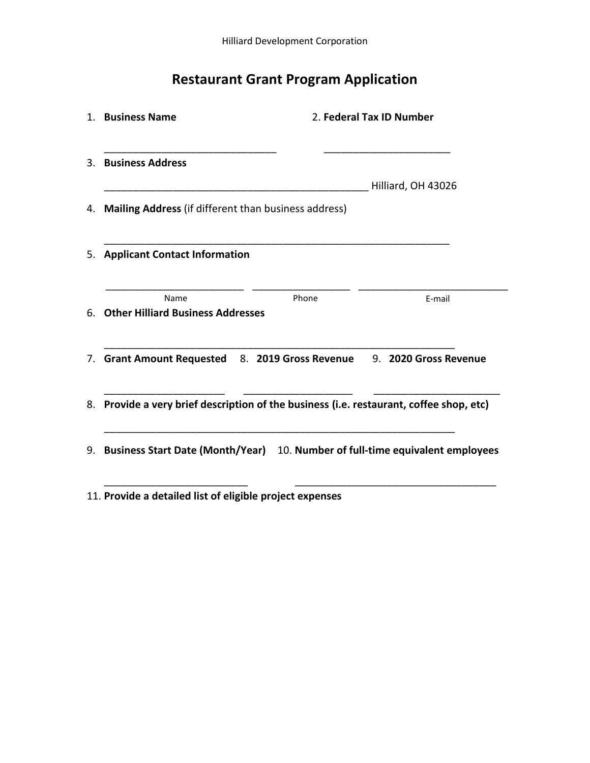Hilliard Development Corporation

# Restaurant Grant Program Application

1. **Business Name** 2. **Federal Tax ID Number**

_______________________________ ______________________

3. **Business Address**

_______________________________________________ Hilliard, OH 43026

4. **Mailing Address** (if different than business address)

_______________________________________________________________

5. **Applicant Contact Information**

_________________________ _________________ ___________________________

Name Phone E-mail

6. **Other Hilliard Business Addresses**

_______________________________________________________________

7. **Grant Amount Requested** 8. **2019 Gross Revenue** 9. **2020 Gross Revenue**

_____________________ ___________________ ______________________

8. **Provide a very brief description of the business (i.e. restaurant, coffee shop, etc)**

_______________________________________________________________

9. **Business Start Date (Month/Year)** 10. **Number of full-time equivalent employees**

_________________________ ____________________________________

11. **Provide a detailed list of eligible project expenses**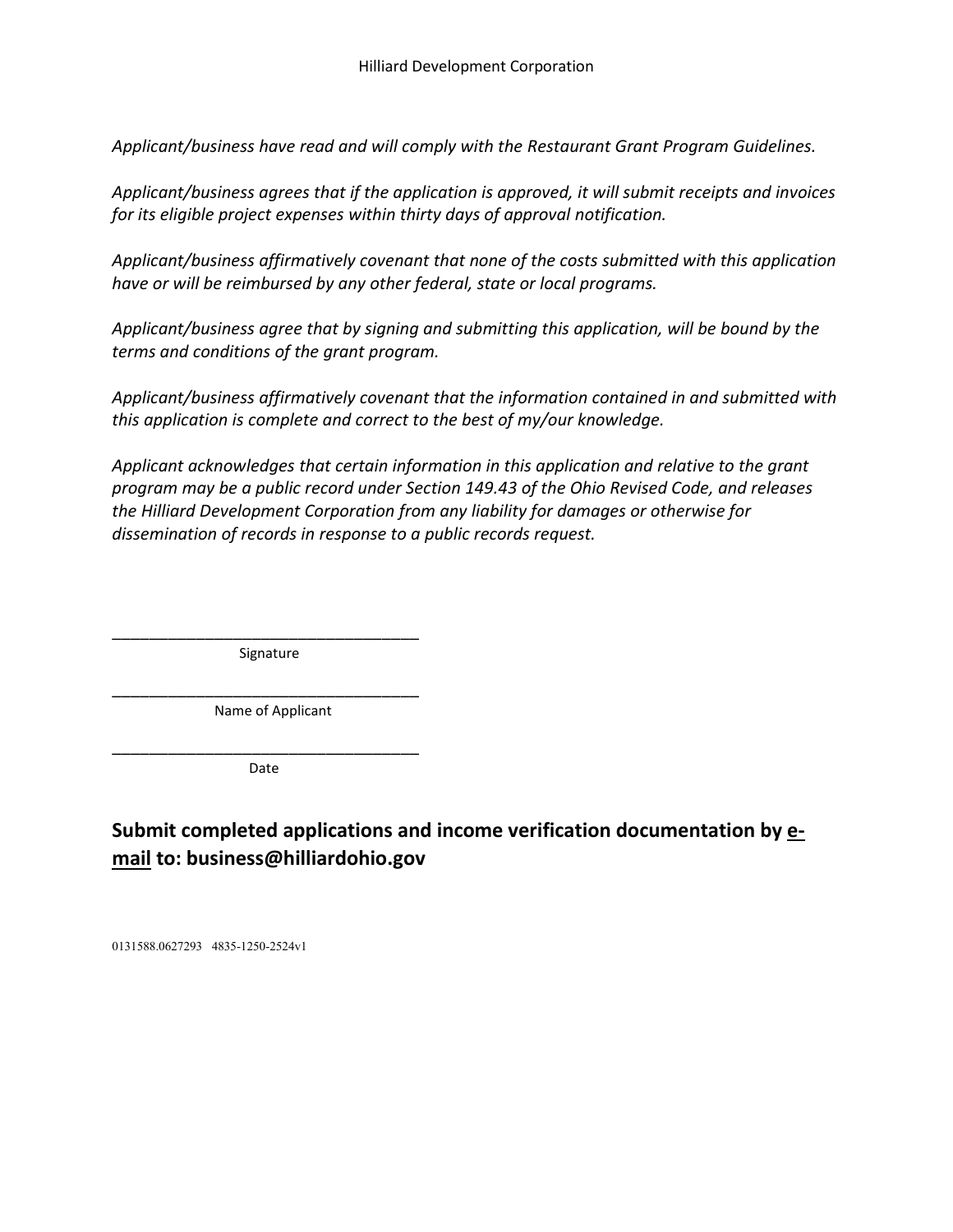*Applicant/business have read and will comply with the Restaurant Grant Program Guidelines.*

*Applicant/business agrees that if the application is approved, it will submit receipts and invoices for its eligible project expenses within thirty days of approval notification.*

*Applicant/business affirmatively covenant that none of the costs submitted with this application have or will be reimbursed by any other federal, state or local programs.*

*Applicant/business agree that by signing and submitting this application, will be bound by the terms and conditions of the grant program.*

*Applicant/business affirmatively covenant that the information contained in and submitted with this application is complete and correct to the best of my/our knowledge.*

*Applicant acknowledges that certain information in this application and relative to the grant program may be a public record under Section 149.43 of the Ohio Revised Code, and releases the Hilliard Development Corporation from any liability for damages or otherwise for dissemination of records in response to a public records request.*

____________________________________
Signature

____________________________________
Name of Applicant

____________________________________
Date

**Submit completed applications and income verification documentation by e-mail to: business@hilliardohio.gov**

0131588.0627293 4835-1250-2524v1